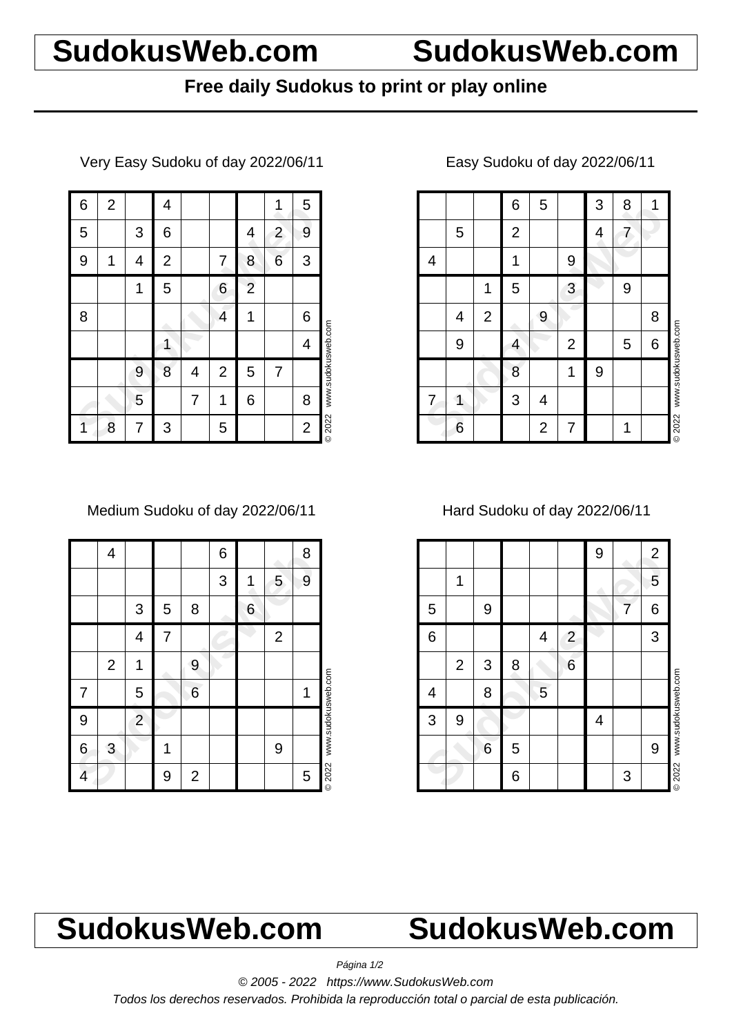# SudokusWeb.com SudokusWeb.com

**Free daily Sudokus to print or play online**

Very Easy Sudoku of day 2022/06/11

| | | | | | | | | |
|---|---|---|---|---|---|---|---|---|
| 6 | 2 | | 4 | | | | 1 | 5 |
| 5 | | 3 | 6 | | | 4 | 2 | 9 |
| 9 | 1 | 4 | 2 | | 7 | 8 | 6 | 3 |
| | | 1 | 5 | | 6 | 2 | | |
| 8 | | | | | 4 | 1 | | 6 |
| | | | 1 | | | | | 4 |
| | | 9 | 8 | 4 | 2 | 5 | 7 | |
| | | 5 | | 7 | 1 | 6 | | 8 |
| 1 | 8 | 7 | 3 | | 5 | | | 2 |

© 2022 www.sudokusweb.com

Easy Sudoku of day 2022/06/11

| | | | | | | | | |
|---|---|---|---|---|---|---|---|---|
| | | | 6 | 5 | | 3 | 8 | 1 |
| | 5 | | 2 | | | 4 | 7 | |
| 4 | | | 1 | | 9 | | | |
| | | 1 | 5 | | 3 | | 9 | |
| | 4 | 2 | | 9 | | | | 8 |
| | 9 | | 4 | | 2 | | 5 | 6 |
| | | | 8 | | 1 | 9 | | |
| 7 | 1 | | 3 | 4 | | | | |
| | 6 | | | 2 | 7 | | 1 | |

© 2022 www.sudokusweb.com

Medium Sudoku of day 2022/06/11

| | | | | | | | | |
|---|---|---|---|---|---|---|---|---|
| | 4 | | | | 6 | | | 8 |
| | | | | | 3 | 1 | 5 | 9 |
| | | 3 | 5 | 8 | | 6 | | |
| | | 4 | 7 | | | | 2 | |
| | 2 | 1 | | 9 | | | | |
| 7 | | 5 | | 6 | | | | 1 |
| 9 | | 2 | | | | | | |
| 6 | 3 | | 1 | | | | 9 | |
| 4 | | | 9 | 2 | | | | 5 |

© 2022 www.sudokusweb.com

Hard Sudoku of day 2022/06/11

| | | | | | | | | |
|---|---|---|---|---|---|---|---|---|
| | | | | | | 9 | | 2 |
| | 1 | | | | | | | 5 |
| 5 | | 9 | | | | | 7 | 6 |
| 6 | | | | 4 | 2 | | | 3 |
| | 2 | 3 | 8 | | 6 | | | |
| 4 | | 8 | | 5 | | | | |
| 3 | 9 | | | | | 4 | | |
| | | 6 | 5 | | | | | 9 |
| | | | 6 | | | | 3 | |

© 2022 www.sudokusweb.com

# SudokusWeb.com SudokusWeb.com

*© 2005 - 2022 https://www.SudokusWeb.com*

*Todos los derechos reservados. Prohibida la reproducción total o parcial de esta publicación.*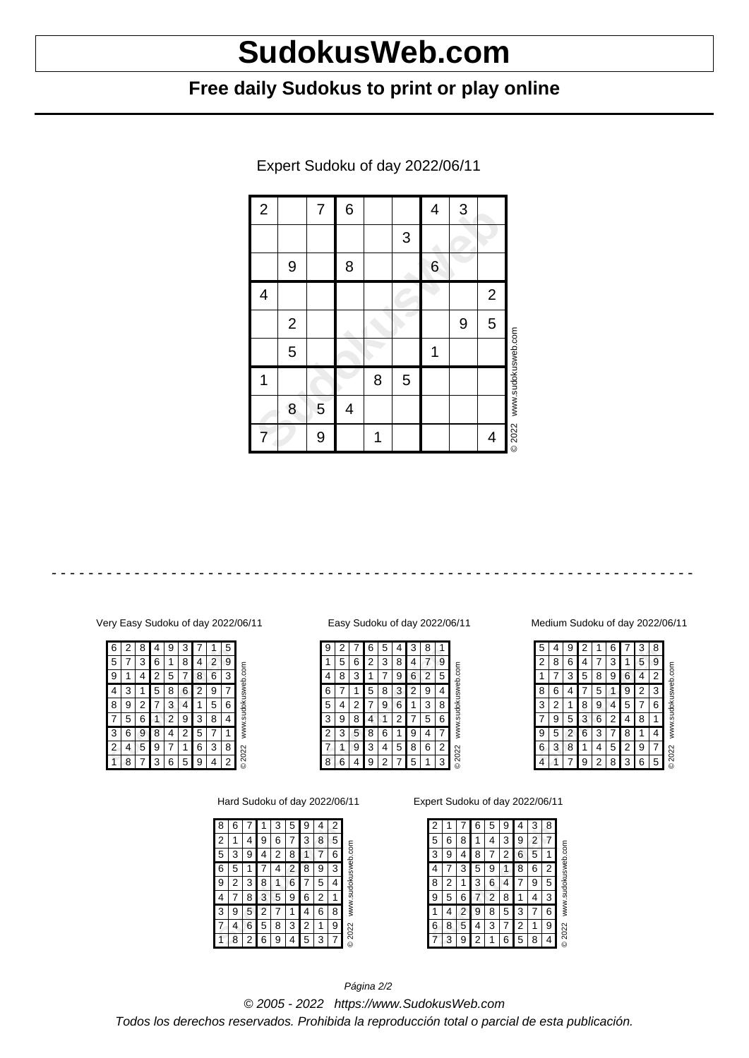# SudokusWeb.com

## Free daily Sudokus to print or play online

Expert Sudoku of day 2022/06/11

| | | | | | | | | |
|---|---|---|---|---|---|---|---|---|
| 2 | | 7 | 6 | | | 4 | 3 | |
| | | | | | 3 | | | |
| | 9 | | 8 | | | 6 | | |
| 4 | | | | | | | | 2 |
| | 2 | | | | | | 9 | 5 |
| | 5 | | | | | 1 | | |
| 1 | | | | 8 | 5 | | | |
| | 8 | 5 | 4 | | | | | |
| 7 | | 9 | | 1 | | | | 4 |

© 2022 www.sudokusweb.com

Very Easy Sudoku of day 2022/06/11

| | | | | | | | | |
|---|---|---|---|---|---|---|---|---|
| 6 | 2 | 8 | 4 | 9 | 3 | 7 | 1 | 5 |
| 5 | 7 | 3 | 6 | 1 | 8 | 4 | 2 | 9 |
| 9 | 1 | 4 | 2 | 5 | 7 | 8 | 6 | 3 |
| 4 | 3 | 1 | 5 | 8 | 6 | 2 | 9 | 7 |
| 8 | 9 | 2 | 7 | 3 | 4 | 1 | 5 | 6 |
| 7 | 5 | 6 | 1 | 2 | 9 | 3 | 8 | 4 |
| 3 | 6 | 9 | 8 | 4 | 2 | 5 | 7 | 1 |
| 2 | 4 | 5 | 9 | 7 | 1 | 6 | 3 | 8 |
| 1 | 8 | 7 | 3 | 6 | 5 | 9 | 4 | 2 |

© 2022 www.sudokusweb.com

Easy Sudoku of day 2022/06/11

| | | | | | | | | |
|---|---|---|---|---|---|---|---|---|
| 9 | 2 | 7 | 6 | 5 | 4 | 3 | 8 | 1 |
| 1 | 5 | 6 | 2 | 3 | 8 | 4 | 7 | 9 |
| 4 | 8 | 3 | 1 | 7 | 9 | 6 | 2 | 5 |
| 6 | 7 | 1 | 5 | 8 | 3 | 2 | 9 | 4 |
| 5 | 4 | 2 | 7 | 9 | 6 | 1 | 3 | 8 |
| 3 | 9 | 8 | 4 | 1 | 2 | 7 | 5 | 6 |
| 2 | 3 | 5 | 8 | 6 | 1 | 9 | 4 | 7 |
| 7 | 1 | 9 | 3 | 4 | 5 | 8 | 6 | 2 |
| 8 | 6 | 4 | 9 | 2 | 7 | 5 | 1 | 3 |

© 2022 www.sudokusweb.com

Medium Sudoku of day 2022/06/11

| | | | | | | | | |
|---|---|---|---|---|---|---|---|---|
| 5 | 4 | 9 | 2 | 1 | 6 | 7 | 3 | 8 |
| 2 | 8 | 6 | 4 | 7 | 3 | 1 | 5 | 9 |
| 1 | 7 | 3 | 5 | 8 | 9 | 6 | 4 | 2 |
| 8 | 6 | 4 | 7 | 5 | 1 | 9 | 2 | 3 |
| 3 | 2 | 1 | 8 | 9 | 4 | 5 | 7 | 6 |
| 7 | 9 | 5 | 3 | 6 | 2 | 4 | 8 | 1 |
| 9 | 5 | 2 | 6 | 3 | 7 | 8 | 1 | 4 |
| 6 | 3 | 8 | 1 | 4 | 5 | 2 | 9 | 7 |
| 4 | 1 | 7 | 9 | 2 | 8 | 3 | 6 | 5 |

© 2022 www.sudokusweb.com

Hard Sudoku of day 2022/06/11

| | | | | | | | | |
|---|---|---|---|---|---|---|---|---|
| 8 | 6 | 7 | 1 | 3 | 5 | 9 | 4 | 2 |
| 2 | 1 | 4 | 9 | 6 | 7 | 3 | 8 | 5 |
| 5 | 3 | 9 | 4 | 2 | 8 | 1 | 7 | 6 |
| 6 | 5 | 1 | 7 | 4 | 2 | 8 | 9 | 3 |
| 9 | 2 | 3 | 8 | 1 | 6 | 7 | 5 | 4 |
| 4 | 7 | 8 | 3 | 5 | 9 | 6 | 2 | 1 |
| 3 | 9 | 5 | 2 | 7 | 1 | 4 | 6 | 8 |
| 7 | 4 | 6 | 5 | 8 | 3 | 2 | 1 | 9 |
| 1 | 8 | 2 | 6 | 9 | 4 | 5 | 3 | 7 |

© 2022 www.sudokusweb.com

Expert Sudoku of day 2022/06/11

| | | | | | | | | |
|---|---|---|---|---|---|---|---|---|
| 2 | 1 | 7 | 6 | 5 | 9 | 4 | 3 | 8 |
| 5 | 6 | 8 | 1 | 4 | 3 | 9 | 2 | 7 |
| 3 | 9 | 4 | 8 | 7 | 2 | 6 | 5 | 1 |
| 4 | 7 | 3 | 5 | 9 | 1 | 8 | 6 | 2 |
| 8 | 2 | 1 | 3 | 6 | 4 | 7 | 9 | 5 |
| 9 | 5 | 6 | 7 | 2 | 8 | 1 | 4 | 3 |
| 1 | 4 | 2 | 9 | 8 | 5 | 3 | 7 | 6 |
| 6 | 8 | 5 | 4 | 3 | 7 | 2 | 1 | 9 |
| 7 | 3 | 9 | 2 | 1 | 6 | 5 | 8 | 4 |

© 2022 www.sudokusweb.com

*© 2005 - 2022 https://www.SudokusWeb.com*

*Todos los derechos reservados. Prohibida la reproducción total o parcial de esta publicación.*